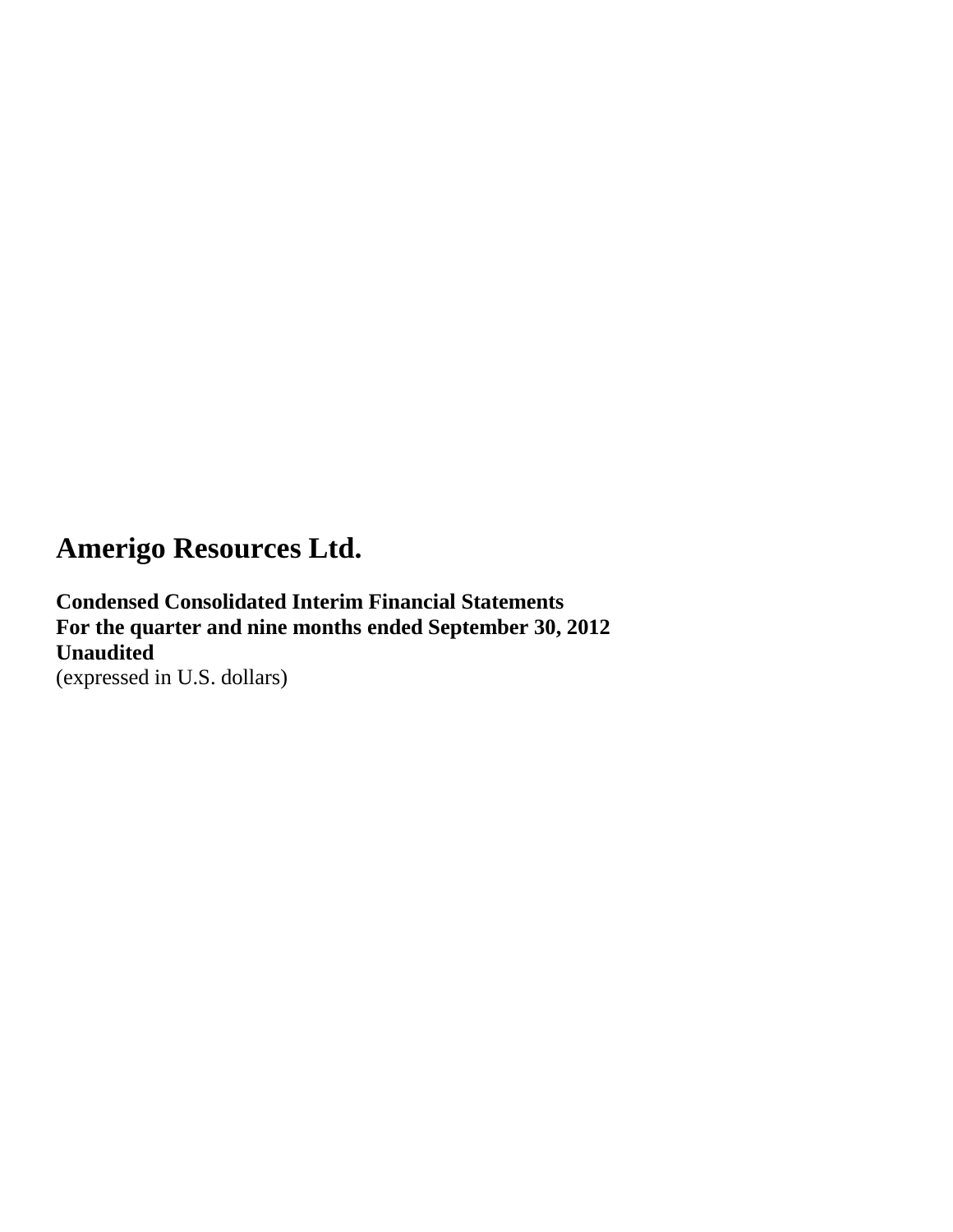# Amerigo Resources Ltd.

**Condensed Consolidated Interim Financial Statements**
**For the quarter and nine months ended September 30, 2012**
**Unaudited**
(expressed in U.S. dollars)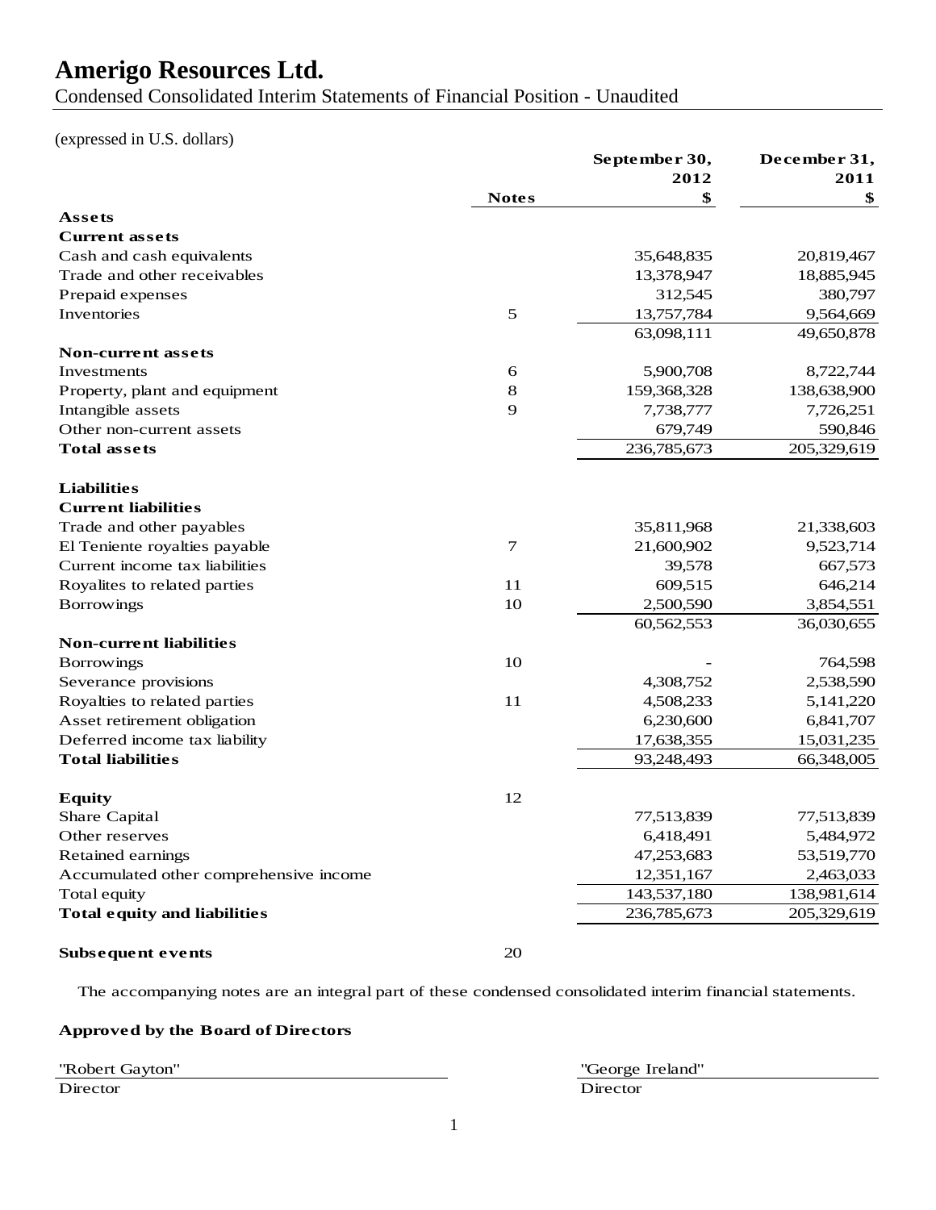# Amerigo Resources Ltd.

Condensed Consolidated Interim Statements of Financial Position - Unaudited

(expressed in U.S. dollars)

| | Notes | September 30, 2012 $ | December 31, 2011 $ |
|---|---|---|---|
| **Assets** | | | |
| **Current assets** | | | |
| Cash and cash equivalents | | 35,648,835 | 20,819,467 |
| Trade and other receivables | | 13,378,947 | 18,885,945 |
| Prepaid expenses | | 312,545 | 380,797 |
| Inventories | 5 | 13,757,784 | 9,564,669 |
| | | 63,098,111 | 49,650,878 |
| **Non-current assets** | | | |
| Investments | 6 | 5,900,708 | 8,722,744 |
| Property, plant and equipment | 8 | 159,368,328 | 138,638,900 |
| Intangible assets | 9 | 7,738,777 | 7,726,251 |
| Other non-current assets | | 679,749 | 590,846 |
| **Total assets** | | 236,785,673 | 205,329,619 |
| | | | |
| **Liabilities** | | | |
| **Current liabilities** | | | |
| Trade and other payables | | 35,811,968 | 21,338,603 |
| El Teniente royalties payable | 7 | 21,600,902 | 9,523,714 |
| Current income tax liabilities | | 39,578 | 667,573 |
| Royalites to related parties | 11 | 609,515 | 646,214 |
| Borrowings | 10 | 2,500,590 | 3,854,551 |
| | | 60,562,553 | 36,030,655 |
| **Non-current liabilities** | | | |
| Borrowings | 10 | - | 764,598 |
| Severance provisions | | 4,308,752 | 2,538,590 |
| Royalties to related parties | 11 | 4,508,233 | 5,141,220 |
| Asset retirement obligation | | 6,230,600 | 6,841,707 |
| Deferred income tax liability | | 17,638,355 | 15,031,235 |
| **Total liabilities** | | 93,248,493 | 66,348,005 |
| | | | |
| **Equity** | 12 | | |
| Share Capital | | 77,513,839 | 77,513,839 |
| Other reserves | | 6,418,491 | 5,484,972 |
| Retained earnings | | 47,253,683 | 53,519,770 |
| Accumulated other comprehensive income | | 12,351,167 | 2,463,033 |
| Total equity | | 143,537,180 | 138,981,614 |
| **Total equity and liabilities** | | 236,785,673 | 205,329,619 |
| | | | |
| **Subsequent events** | 20 | | |

The accompanying notes are an integral part of these condensed consolidated interim financial statements.

**Approved by the Board of Directors**

"Robert Gayton"
Director

"George Ireland"
Director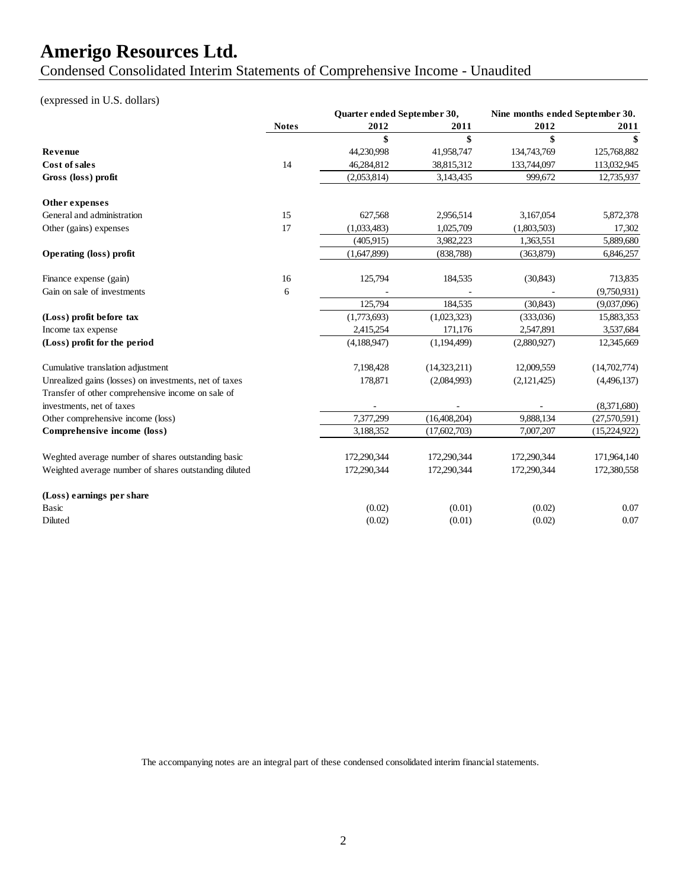# Amerigo Resources Ltd.

## Condensed Consolidated Interim Statements of Comprehensive Income - Unaudited

(expressed in U.S. dollars)

| | Notes | Quarter ended September 30, | | Nine months ended September 30. | |
|---|---|---|---|---|---|
| | | 2012 | 2011 | 2012 | 2011 |
| | | $ | $ | $ | $ |
| **Revenue** | | 44,230,998 | 41,958,747 | 134,743,769 | 125,768,882 |
| **Cost of sales** | 14 | 46,284,812 | 38,815,312 | 133,744,097 | 113,032,945 |
| **Gross (loss) profit** | | (2,053,814) | 3,143,435 | 999,672 | 12,735,937 |
| **Other expenses** | | | | | |
| General and administration | 15 | 627,568 | 2,956,514 | 3,167,054 | 5,872,378 |
| Other (gains) expenses | 17 | (1,033,483) | 1,025,709 | (1,803,503) | 17,302 |
| | | (405,915) | 3,982,223 | 1,363,551 | 5,889,680 |
| **Operating (loss) profit** | | (1,647,899) | (838,788) | (363,879) | 6,846,257 |
| Finance expense (gain) | 16 | 125,794 | 184,535 | (30,843) | 713,835 |
| Gain on sale of investments | 6 | - | - | - | (9,750,931) |
| | | 125,794 | 184,535 | (30,843) | (9,037,096) |
| **(Loss) profit before tax** | | (1,773,693) | (1,023,323) | (333,036) | 15,883,353 |
| Income tax expense | | 2,415,254 | 171,176 | 2,547,891 | 3,537,684 |
| **(Loss) profit for the period** | | (4,188,947) | (1,194,499) | (2,880,927) | 12,345,669 |
| Cumulative translation adjustment | | 7,198,428 | (14,323,211) | 12,009,559 | (14,702,774) |
| Unrealized gains (losses) on investments, net of taxes | | 178,871 | (2,084,993) | (2,121,425) | (4,496,137) |
| Transfer of other comprehensive income on sale of investments, net of taxes | | - | - | - | (8,371,680) |
| Other comprehensive income (loss) | | 7,377,299 | (16,408,204) | 9,888,134 | (27,570,591) |
| **Comprehensive income (loss)** | | 3,188,352 | (17,602,703) | 7,007,207 | (15,224,922) |
| Weghted average number of shares outstanding basic | | 172,290,344 | 172,290,344 | 172,290,344 | 171,964,140 |
| Weighted average number of shares outstanding diluted | | 172,290,344 | 172,290,344 | 172,290,344 | 172,380,558 |
| **(Loss) earnings per share** | | | | | |
| Basic | | (0.02) | (0.01) | (0.02) | 0.07 |
| Diluted | | (0.02) | (0.01) | (0.02) | 0.07 |

The accompanying notes are an integral part of these condensed consolidated interim financial statements.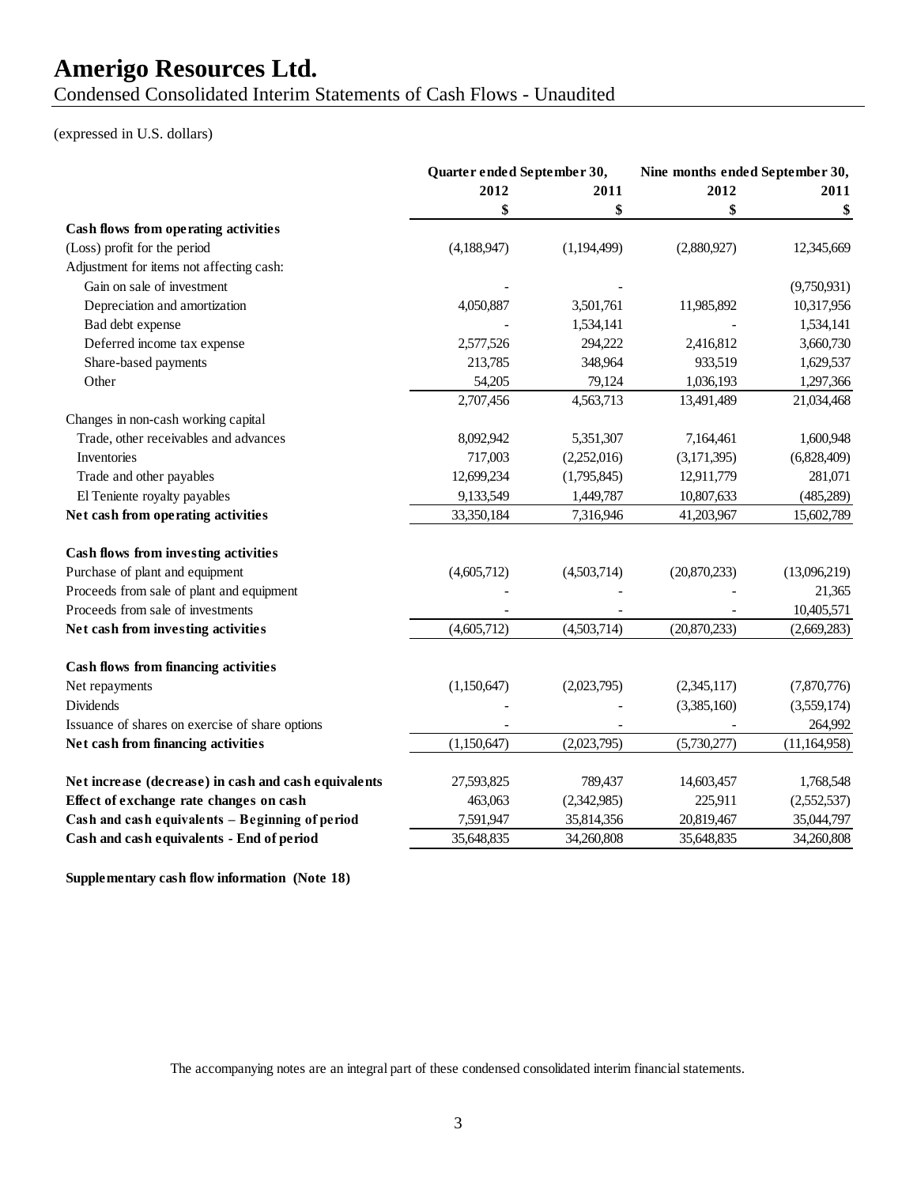# Amerigo Resources Ltd.

Condensed Consolidated Interim Statements of Cash Flows - Unaudited

(expressed in U.S. dollars)

| | Quarter ended September 30, | | Nine months ended September 30, | |
|---|---|---|---|---|
| | 2012 | 2011 | 2012 | 2011 |
| | $ | $ | $ | $ |
| **Cash flows from operating activities** | | | | |
| (Loss) profit for the period | (4,188,947) | (1,194,499) | (2,880,927) | 12,345,669 |
| Adjustment for items not affecting cash: | | | | |
| Gain on sale of investment | - | - | | (9,750,931) |
| Depreciation and amortization | 4,050,887 | 3,501,761 | 11,985,892 | 10,317,956 |
| Bad debt expense | - | 1,534,141 | - | 1,534,141 |
| Deferred income tax expense | 2,577,526 | 294,222 | 2,416,812 | 3,660,730 |
| Share-based payments | 213,785 | 348,964 | 933,519 | 1,629,537 |
| Other | 54,205 | 79,124 | 1,036,193 | 1,297,366 |
| | 2,707,456 | 4,563,713 | 13,491,489 | 21,034,468 |
| Changes in non-cash working capital | | | | |
| Trade, other receivables and advances | 8,092,942 | 5,351,307 | 7,164,461 | 1,600,948 |
| Inventories | 717,003 | (2,252,016) | (3,171,395) | (6,828,409) |
| Trade and other payables | 12,699,234 | (1,795,845) | 12,911,779 | 281,071 |
| El Teniente royalty payables | 9,133,549 | 1,449,787 | 10,807,633 | (485,289) |
| **Net cash from operating activities** | 33,350,184 | 7,316,946 | 41,203,967 | 15,602,789 |
| **Cash flows from investing activities** | | | | |
| Purchase of plant and equipment | (4,605,712) | (4,503,714) | (20,870,233) | (13,096,219) |
| Proceeds from sale of plant and equipment | - | - | - | 21,365 |
| Proceeds from sale of investments | - | - | - | 10,405,571 |
| **Net cash from investing activities** | (4,605,712) | (4,503,714) | (20,870,233) | (2,669,283) |
| **Cash flows from financing activities** | | | | |
| Net repayments | (1,150,647) | (2,023,795) | (2,345,117) | (7,870,776) |
| Dividends | - | - | (3,385,160) | (3,559,174) |
| Issuance of shares on exercise of share options | - | - | - | 264,992 |
| **Net cash from financing activities** | (1,150,647) | (2,023,795) | (5,730,277) | (11,164,958) |
| **Net increase (decrease) in cash and cash equivalents** | 27,593,825 | 789,437 | 14,603,457 | 1,768,548 |
| **Effect of exchange rate changes on cash** | 463,063 | (2,342,985) | 225,911 | (2,552,537) |
| **Cash and cash equivalents – Beginning of period** | 7,591,947 | 35,814,356 | 20,819,467 | 35,044,797 |
| **Cash and cash equivalents - End of period** | 35,648,835 | 34,260,808 | 35,648,835 | 34,260,808 |

**Supplementary cash flow information (Note 18)**

The accompanying notes are an integral part of these condensed consolidated interim financial statements.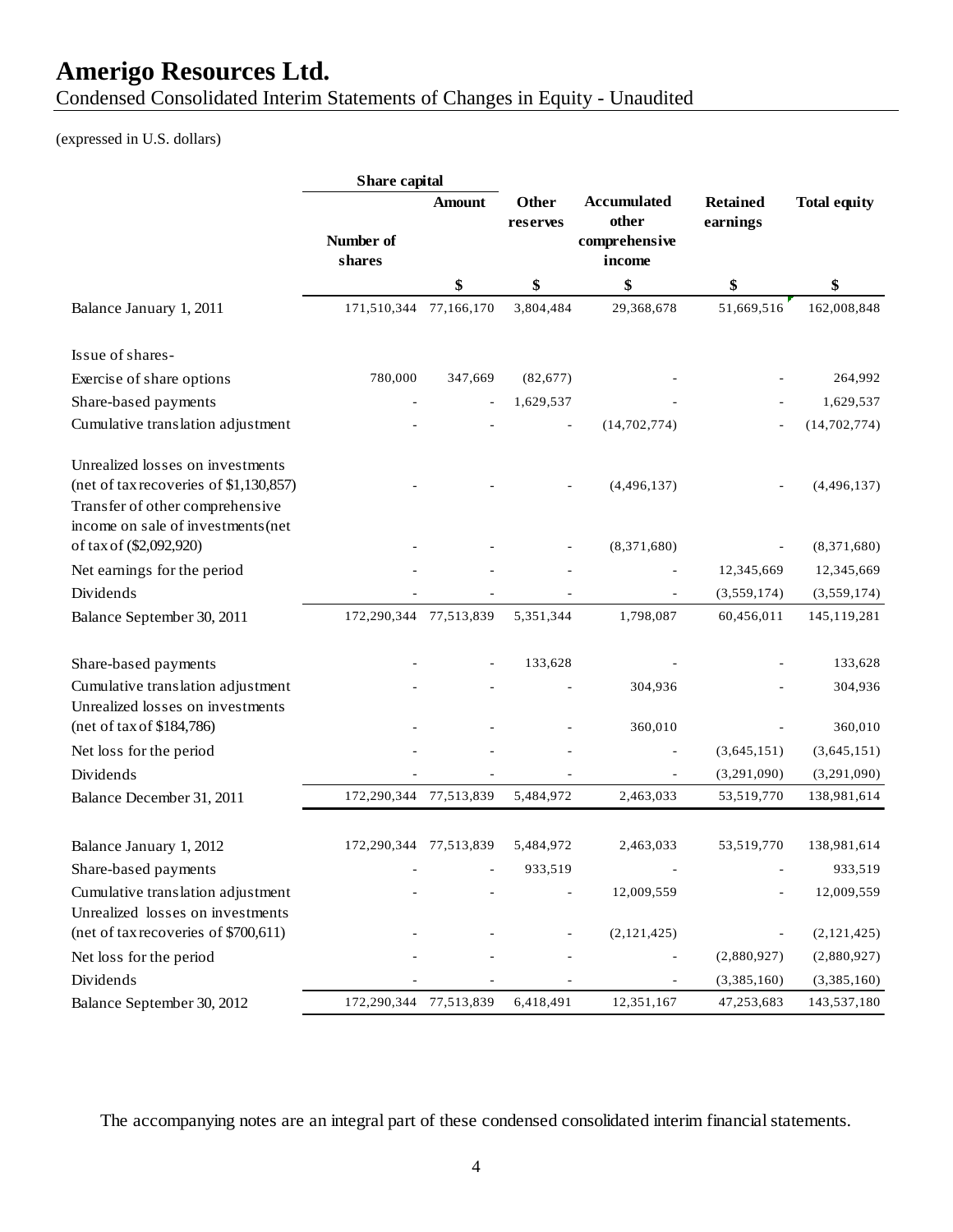# Amerigo Resources Ltd.

Condensed Consolidated Interim Statements of Changes in Equity - Unaudited

(expressed in U.S. dollars)

| | Share capital | | | | | |
|---|---|---|---|---|---|---|
| | Number of shares | Amount | Other reserves | Accumulated other comprehensive income | Retained earnings | Total equity |
| | | $ | $ | $ | $ | $ |
| Balance January 1, 2011 | 171,510,344 | 77,166,170 | 3,804,484 | 29,368,678 | 51,669,516 | 162,008,848 |
| Issue of shares- | | | | | | |
| Exercise of share options | 780,000 | 347,669 | (82,677) | - | - | 264,992 |
| Share-based payments | - | - | 1,629,537 | - | - | 1,629,537 |
| Cumulative translation adjustment | - | - | - | (14,702,774) | - | (14,702,774) |
| Unrealized losses on investments (net of tax recoveries of $1,130,857) | - | - | - | (4,496,137) | - | (4,496,137) |
| Transfer of other comprehensive income on sale of investments (net of tax of ($2,092,920) | - | - | - | (8,371,680) | - | (8,371,680) |
| Net earnings for the period | - | - | - | - | 12,345,669 | 12,345,669 |
| Dividends | - | - | - | - | (3,559,174) | (3,559,174) |
| Balance September 30, 2011 | 172,290,344 | 77,513,839 | 5,351,344 | 1,798,087 | 60,456,011 | 145,119,281 |
| Share-based payments | - | - | 133,628 | - | - | 133,628 |
| Cumulative translation adjustment | - | - | - | 304,936 | - | 304,936 |
| Unrealized losses on investments (net of tax of $184,786) | - | - | - | 360,010 | - | 360,010 |
| Net loss for the period | - | - | - | - | (3,645,151) | (3,645,151) |
| Dividends | - | - | - | - | (3,291,090) | (3,291,090) |
| Balance December 31, 2011 | 172,290,344 | 77,513,839 | 5,484,972 | 2,463,033 | 53,519,770 | 138,981,614 |
| Balance January 1, 2012 | 172,290,344 | 77,513,839 | 5,484,972 | 2,463,033 | 53,519,770 | 138,981,614 |
| Share-based payments | - | - | 933,519 | - | - | 933,519 |
| Cumulative translation adjustment | - | - | - | 12,009,559 | - | 12,009,559 |
| Unrealized losses on investments (net of tax recoveries of $700,611) | - | - | - | (2,121,425) | - | (2,121,425) |
| Net loss for the period | - | - | - | - | (2,880,927) | (2,880,927) |
| Dividends | - | - | - | - | (3,385,160) | (3,385,160) |
| Balance September 30, 2012 | 172,290,344 | 77,513,839 | 6,418,491 | 12,351,167 | 47,253,683 | 143,537,180 |

The accompanying notes are an integral part of these condensed consolidated interim financial statements.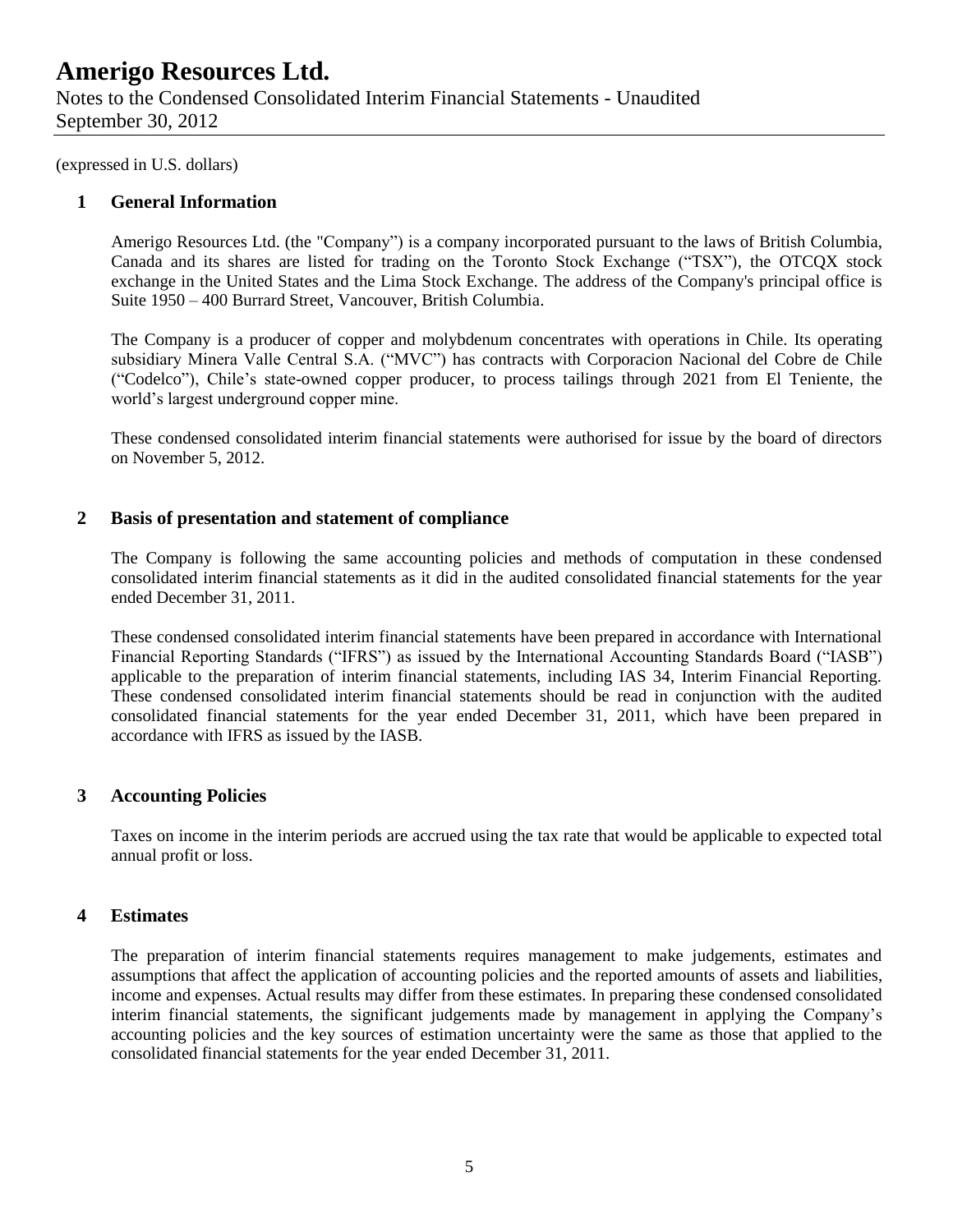(expressed in U.S. dollars)

## 1 General Information

Amerigo Resources Ltd. (the "Company") is a company incorporated pursuant to the laws of British Columbia, Canada and its shares are listed for trading on the Toronto Stock Exchange ("TSX"), the OTCQX stock exchange in the United States and the Lima Stock Exchange. The address of the Company's principal office is Suite 1950 – 400 Burrard Street, Vancouver, British Columbia.

The Company is a producer of copper and molybdenum concentrates with operations in Chile. Its operating subsidiary Minera Valle Central S.A. ("MVC") has contracts with Corporacion Nacional del Cobre de Chile ("Codelco"), Chile's state-owned copper producer, to process tailings through 2021 from El Teniente, the world's largest underground copper mine.

These condensed consolidated interim financial statements were authorised for issue by the board of directors on November 5, 2012.

## 2 Basis of presentation and statement of compliance

The Company is following the same accounting policies and methods of computation in these condensed consolidated interim financial statements as it did in the audited consolidated financial statements for the year ended December 31, 2011.

These condensed consolidated interim financial statements have been prepared in accordance with International Financial Reporting Standards ("IFRS") as issued by the International Accounting Standards Board ("IASB") applicable to the preparation of interim financial statements, including IAS 34, Interim Financial Reporting. These condensed consolidated interim financial statements should be read in conjunction with the audited consolidated financial statements for the year ended December 31, 2011, which have been prepared in accordance with IFRS as issued by the IASB.

## 3 Accounting Policies

Taxes on income in the interim periods are accrued using the tax rate that would be applicable to expected total annual profit or loss.

## 4 Estimates

The preparation of interim financial statements requires management to make judgements, estimates and assumptions that affect the application of accounting policies and the reported amounts of assets and liabilities, income and expenses. Actual results may differ from these estimates. In preparing these condensed consolidated interim financial statements, the significant judgements made by management in applying the Company's accounting policies and the key sources of estimation uncertainty were the same as those that applied to the consolidated financial statements for the year ended December 31, 2011.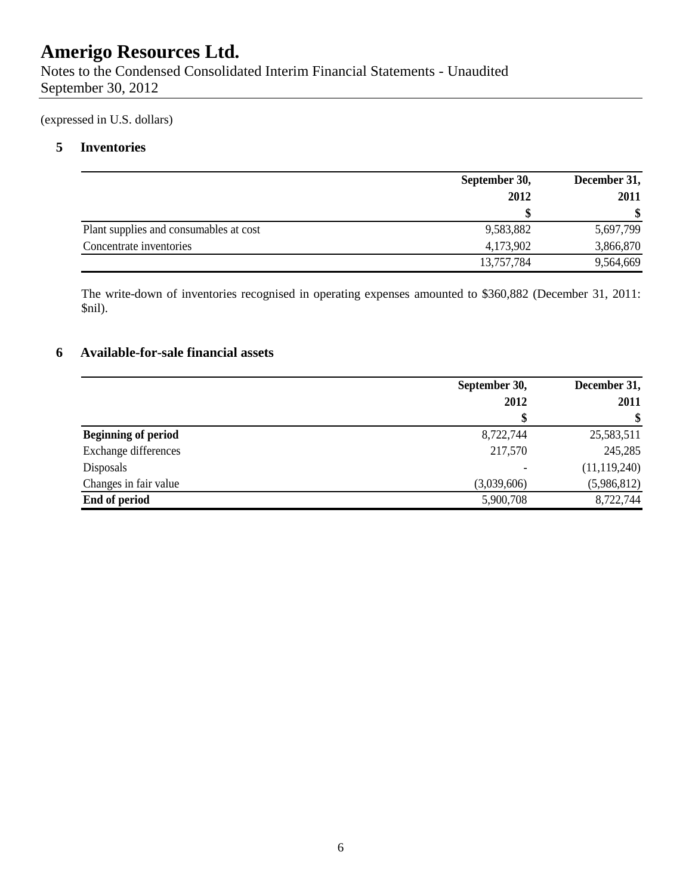# Amerigo Resources Ltd.

Notes to the Condensed Consolidated Interim Financial Statements - Unaudited
September 30, 2012

(expressed in U.S. dollars)

## 5 Inventories

| | September 30, 2012 | December 31, 2011 |
|---|---|---|
| | $ | $ |
| Plant supplies and consumables at cost | 9,583,882 | 5,697,799 |
| Concentrate inventories | 4,173,902 | 3,866,870 |
| | 13,757,784 | 9,564,669 |

The write-down of inventories recognised in operating expenses amounted to $360,882 (December 31, 2011: $nil).

## 6 Available-for-sale financial assets

| | September 30, 2012 | December 31, 2011 |
|---|---|---|
| | $ | $ |
| **Beginning of period** | 8,722,744 | 25,583,511 |
| Exchange differences | 217,570 | 245,285 |
| Disposals | - | (11,119,240) |
| Changes in fair value | (3,039,606) | (5,986,812) |
| **End of period** | 5,900,708 | 8,722,744 |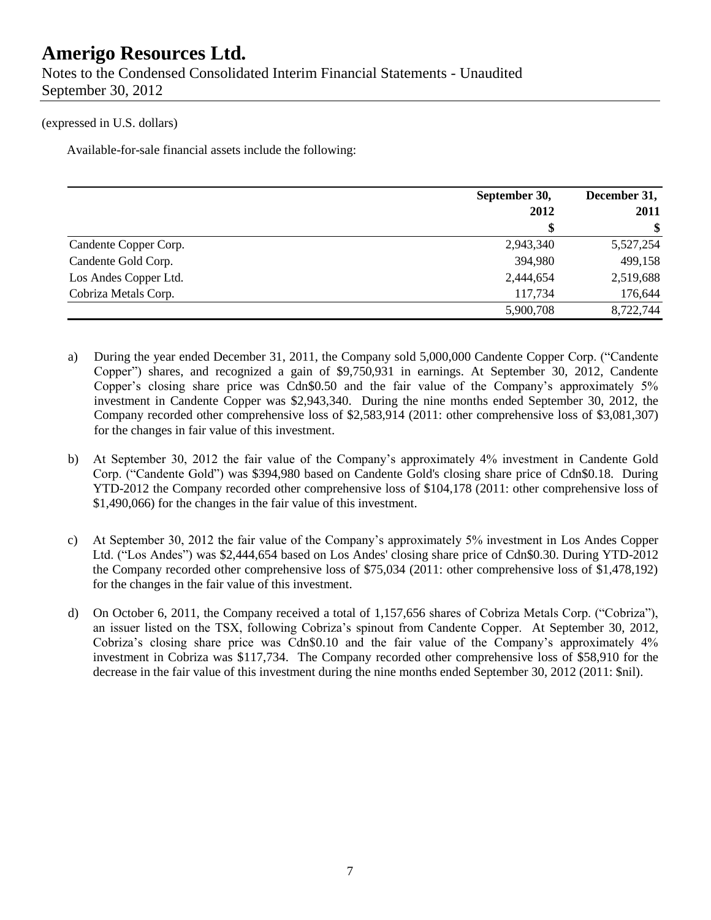(expressed in U.S. dollars)

Available-for-sale financial assets include the following:

| | September 30, 2012 | December 31, 2011 |
|---|---|---|
| | $ | $ |
| Candente Copper Corp. | 2,943,340 | 5,527,254 |
| Candente Gold Corp. | 394,980 | 499,158 |
| Los Andes Copper Ltd. | 2,444,654 | 2,519,688 |
| Cobriza Metals Corp. | 117,734 | 176,644 |
| | 5,900,708 | 8,722,744 |

a) During the year ended December 31, 2011, the Company sold 5,000,000 Candente Copper Corp. ("Candente Copper") shares, and recognized a gain of $9,750,931 in earnings. At September 30, 2012, Candente Copper's closing share price was Cdn$0.50 and the fair value of the Company's approximately 5% investment in Candente Copper was $2,943,340. During the nine months ended September 30, 2012, the Company recorded other comprehensive loss of $2,583,914 (2011: other comprehensive loss of $3,081,307) for the changes in fair value of this investment.

b) At September 30, 2012 the fair value of the Company's approximately 4% investment in Candente Gold Corp. ("Candente Gold") was $394,980 based on Candente Gold's closing share price of Cdn$0.18. During YTD-2012 the Company recorded other comprehensive loss of $104,178 (2011: other comprehensive loss of $1,490,066) for the changes in the fair value of this investment.

c) At September 30, 2012 the fair value of the Company's approximately 5% investment in Los Andes Copper Ltd. ("Los Andes") was $2,444,654 based on Los Andes' closing share price of Cdn$0.30. During YTD-2012 the Company recorded other comprehensive loss of $75,034 (2011: other comprehensive loss of $1,478,192) for the changes in the fair value of this investment.

d) On October 6, 2011, the Company received a total of 1,157,656 shares of Cobriza Metals Corp. ("Cobriza"), an issuer listed on the TSX, following Cobriza's spinout from Candente Copper. At September 30, 2012, Cobriza's closing share price was Cdn$0.10 and the fair value of the Company's approximately 4% investment in Cobriza was $117,734. The Company recorded other comprehensive loss of $58,910 for the decrease in the fair value of this investment during the nine months ended September 30, 2012 (2011: $nil).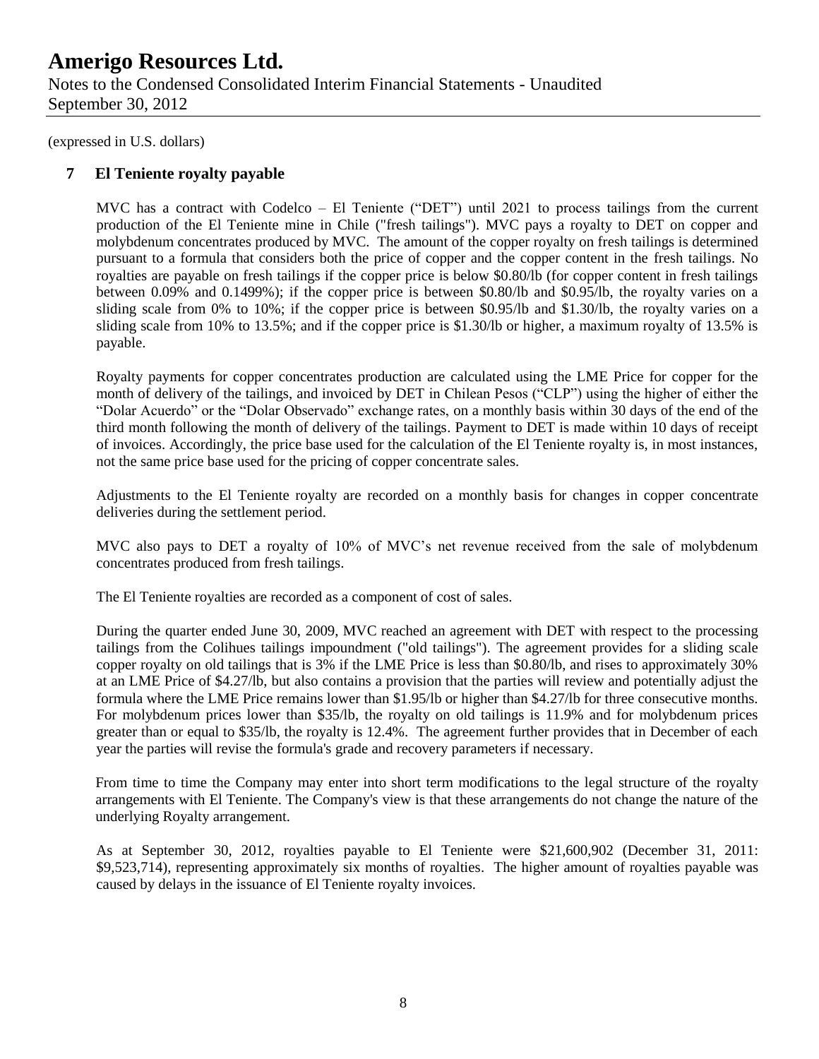(expressed in U.S. dollars)

## 7 El Teniente royalty payable

MVC has a contract with Codelco – El Teniente ("DET") until 2021 to process tailings from the current production of the El Teniente mine in Chile ("fresh tailings"). MVC pays a royalty to DET on copper and molybdenum concentrates produced by MVC. The amount of the copper royalty on fresh tailings is determined pursuant to a formula that considers both the price of copper and the copper content in the fresh tailings. No royalties are payable on fresh tailings if the copper price is below $0.80/lb (for copper content in fresh tailings between 0.09% and 0.1499%); if the copper price is between $0.80/lb and $0.95/lb, the royalty varies on a sliding scale from 0% to 10%; if the copper price is between $0.95/lb and $1.30/lb, the royalty varies on a sliding scale from 10% to 13.5%; and if the copper price is $1.30/lb or higher, a maximum royalty of 13.5% is payable.

Royalty payments for copper concentrates production are calculated using the LME Price for copper for the month of delivery of the tailings, and invoiced by DET in Chilean Pesos ("CLP") using the higher of either the "Dolar Acuerdo" or the "Dolar Observado" exchange rates, on a monthly basis within 30 days of the end of the third month following the month of delivery of the tailings. Payment to DET is made within 10 days of receipt of invoices. Accordingly, the price base used for the calculation of the El Teniente royalty is, in most instances, not the same price base used for the pricing of copper concentrate sales.

Adjustments to the El Teniente royalty are recorded on a monthly basis for changes in copper concentrate deliveries during the settlement period.

MVC also pays to DET a royalty of 10% of MVC's net revenue received from the sale of molybdenum concentrates produced from fresh tailings.

The El Teniente royalties are recorded as a component of cost of sales.

During the quarter ended June 30, 2009, MVC reached an agreement with DET with respect to the processing tailings from the Colihues tailings impoundment ("old tailings"). The agreement provides for a sliding scale copper royalty on old tailings that is 3% if the LME Price is less than $0.80/lb, and rises to approximately 30% at an LME Price of $4.27/lb, but also contains a provision that the parties will review and potentially adjust the formula where the LME Price remains lower than $1.95/lb or higher than $4.27/lb for three consecutive months. For molybdenum prices lower than $35/lb, the royalty on old tailings is 11.9% and for molybdenum prices greater than or equal to $35/lb, the royalty is 12.4%. The agreement further provides that in December of each year the parties will revise the formula's grade and recovery parameters if necessary.

From time to time the Company may enter into short term modifications to the legal structure of the royalty arrangements with El Teniente. The Company's view is that these arrangements do not change the nature of the underlying Royalty arrangement.

As at September 30, 2012, royalties payable to El Teniente were $21,600,902 (December 31, 2011: $9,523,714), representing approximately six months of royalties. The higher amount of royalties payable was caused by delays in the issuance of El Teniente royalty invoices.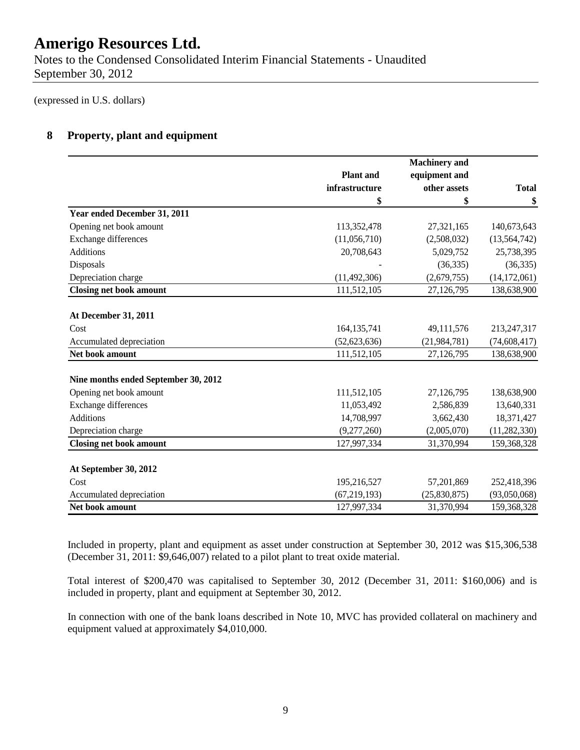# Amerigo Resources Ltd.

Notes to the Condensed Consolidated Interim Financial Statements - Unaudited
September 30, 2012

(expressed in U.S. dollars)

## 8 Property, plant and equipment

| | Plant and infrastructure | Machinery and equipment and other assets | Total |
|---|---|---|---|
| | $ | $ | $ |
| **Year ended December 31, 2011** | | | |
| Opening net book amount | 113,352,478 | 27,321,165 | 140,673,643 |
| Exchange differences | (11,056,710) | (2,508,032) | (13,564,742) |
| Additions | 20,708,643 | 5,029,752 | 25,738,395 |
| Disposals | - | (36,335) | (36,335) |
| Depreciation charge | (11,492,306) | (2,679,755) | (14,172,061) |
| **Closing net book amount** | 111,512,105 | 27,126,795 | 138,638,900 |
| | | | |
| **At December 31, 2011** | | | |
| Cost | 164,135,741 | 49,111,576 | 213,247,317 |
| Accumulated depreciation | (52,623,636) | (21,984,781) | (74,608,417) |
| **Net book amount** | 111,512,105 | 27,126,795 | 138,638,900 |
| | | | |
| **Nine months ended September 30, 2012** | | | |
| Opening net book amount | 111,512,105 | 27,126,795 | 138,638,900 |
| Exchange differences | 11,053,492 | 2,586,839 | 13,640,331 |
| Additions | 14,708,997 | 3,662,430 | 18,371,427 |
| Depreciation charge | (9,277,260) | (2,005,070) | (11,282,330) |
| **Closing net book amount** | 127,997,334 | 31,370,994 | 159,368,328 |
| | | | |
| **At September 30, 2012** | | | |
| Cost | 195,216,527 | 57,201,869 | 252,418,396 |
| Accumulated depreciation | (67,219,193) | (25,830,875) | (93,050,068) |
| **Net book amount** | 127,997,334 | 31,370,994 | 159,368,328 |

Included in property, plant and equipment as asset under construction at September 30, 2012 was $15,306,538 (December 31, 2011: $9,646,007) related to a pilot plant to treat oxide material.

Total interest of $200,470 was capitalised to September 30, 2012 (December 31, 2011: $160,006) and is included in property, plant and equipment at September 30, 2012.

In connection with one of the bank loans described in Note 10, MVC has provided collateral on machinery and equipment valued at approximately $4,010,000.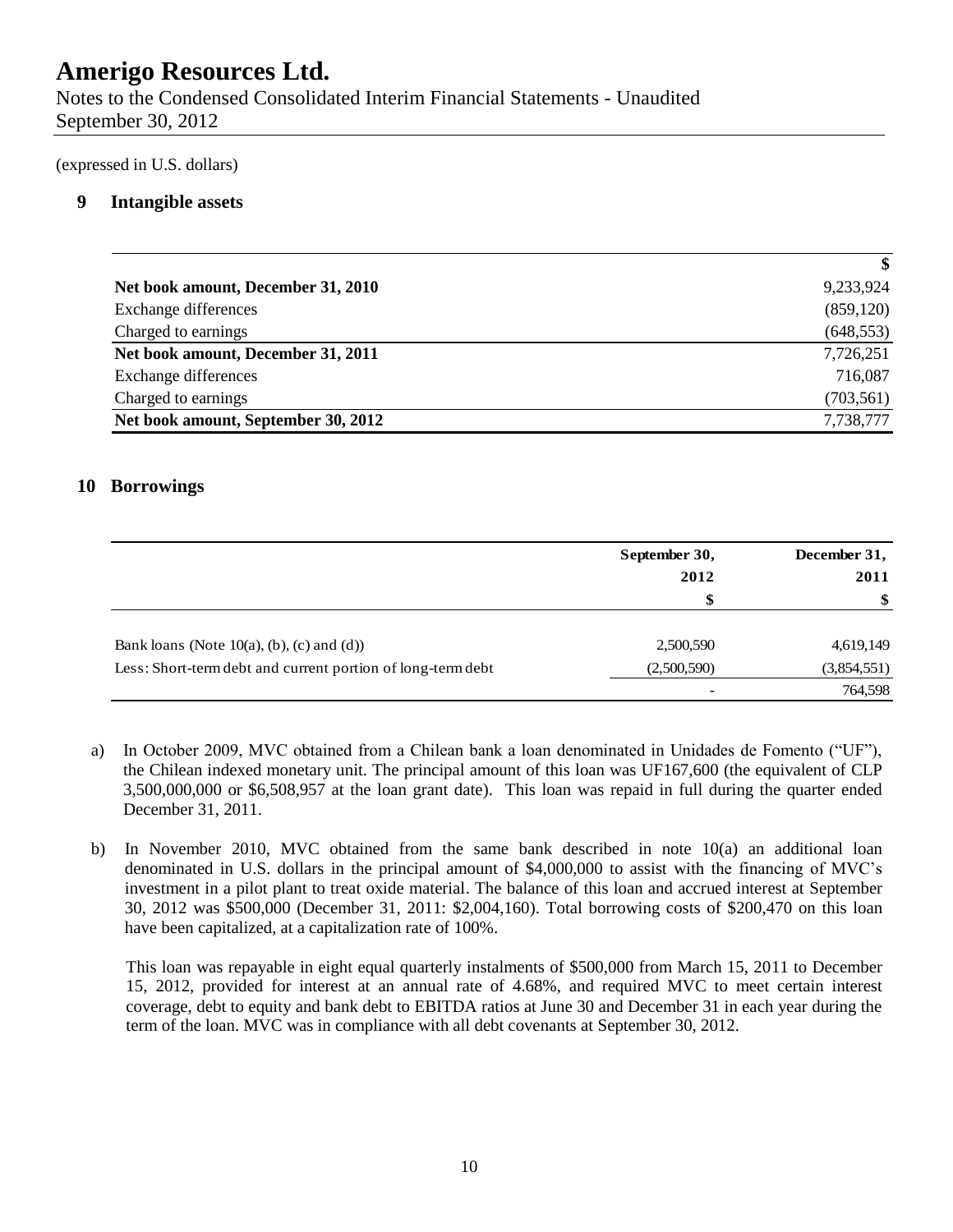(expressed in U.S. dollars)

## 9 Intangible assets

| | $ |
|---|---|
| **Net book amount, December 31, 2010** | 9,233,924 |
| Exchange differences | (859,120) |
| Charged to earnings | (648,553) |
| **Net book amount, December 31, 2011** | 7,726,251 |
| Exchange differences | 716,087 |
| Charged to earnings | (703,561) |
| **Net book amount, September 30, 2012** | 7,738,777 |

## 10 Borrowings

| | September 30, 2012 | December 31, 2011 |
|---|---|---|
| | $ | $ |
| Bank loans (Note 10(a), (b), (c) and (d)) | 2,500,590 | 4,619,149 |
| Less: Short-term debt and current portion of long-term debt | (2,500,590) | (3,854,551) |
| | - | 764,598 |

a) In October 2009, MVC obtained from a Chilean bank a loan denominated in Unidades de Fomento ("UF"), the Chilean indexed monetary unit. The principal amount of this loan was UF167,600 (the equivalent of CLP 3,500,000,000 or $6,508,957 at the loan grant date). This loan was repaid in full during the quarter ended December 31, 2011.

b) In November 2010, MVC obtained from the same bank described in note 10(a) an additional loan denominated in U.S. dollars in the principal amount of $4,000,000 to assist with the financing of MVC's investment in a pilot plant to treat oxide material. The balance of this loan and accrued interest at September 30, 2012 was $500,000 (December 31, 2011: $2,004,160). Total borrowing costs of $200,470 on this loan have been capitalized, at a capitalization rate of 100%.

   This loan was repayable in eight equal quarterly instalments of $500,000 from March 15, 2011 to December 15, 2012, provided for interest at an annual rate of 4.68%, and required MVC to meet certain interest coverage, debt to equity and bank debt to EBITDA ratios at June 30 and December 31 in each year during the term of the loan. MVC was in compliance with all debt covenants at September 30, 2012.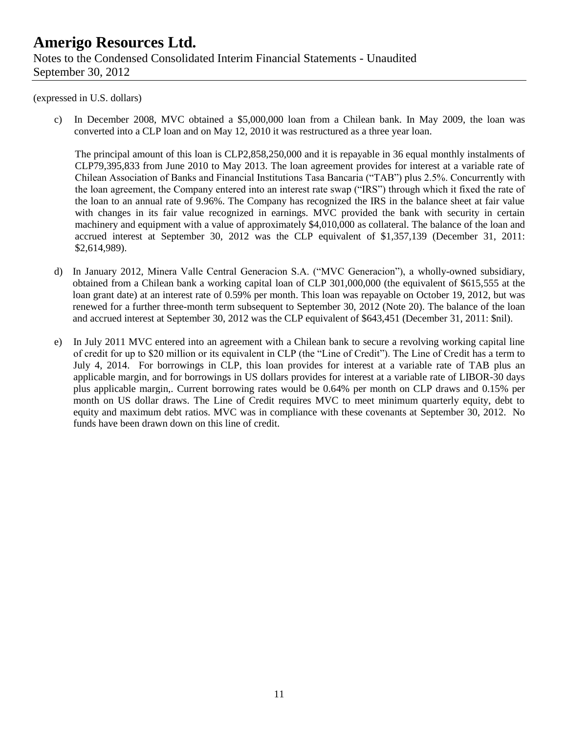(expressed in U.S. dollars)

c) In December 2008, MVC obtained a \$5,000,000 loan from a Chilean bank. In May 2009, the loan was converted into a CLP loan and on May 12, 2010 it was restructured as a three year loan.

   The principal amount of this loan is CLP2,858,250,000 and it is repayable in 36 equal monthly instalments of CLP79,395,833 from June 2010 to May 2013. The loan agreement provides for interest at a variable rate of Chilean Association of Banks and Financial Institutions Tasa Bancaria ("TAB") plus 2.5%. Concurrently with the loan agreement, the Company entered into an interest rate swap ("IRS") through which it fixed the rate of the loan to an annual rate of 9.96%. The Company has recognized the IRS in the balance sheet at fair value with changes in its fair value recognized in earnings. MVC provided the bank with security in certain machinery and equipment with a value of approximately \$4,010,000 as collateral. The balance of the loan and accrued interest at September 30, 2012 was the CLP equivalent of \$1,357,139 (December 31, 2011: \$2,614,989).

d) In January 2012, Minera Valle Central Generacion S.A. ("MVC Generacion"), a wholly-owned subsidiary, obtained from a Chilean bank a working capital loan of CLP 301,000,000 (the equivalent of \$615,555 at the loan grant date) at an interest rate of 0.59% per month. This loan was repayable on October 19, 2012, but was renewed for a further three-month term subsequent to September 30, 2012 (Note 20). The balance of the loan and accrued interest at September 30, 2012 was the CLP equivalent of \$643,451 (December 31, 2011: \$nil).

e) In July 2011 MVC entered into an agreement with a Chilean bank to secure a revolving working capital line of credit for up to \$20 million or its equivalent in CLP (the "Line of Credit"). The Line of Credit has a term to July 4, 2014. For borrowings in CLP, this loan provides for interest at a variable rate of TAB plus an applicable margin, and for borrowings in US dollars provides for interest at a variable rate of LIBOR-30 days plus applicable margin,. Current borrowing rates would be 0.64% per month on CLP draws and 0.15% per month on US dollar draws. The Line of Credit requires MVC to meet minimum quarterly equity, debt to equity and maximum debt ratios. MVC was in compliance with these covenants at September 30, 2012. No funds have been drawn down on this line of credit.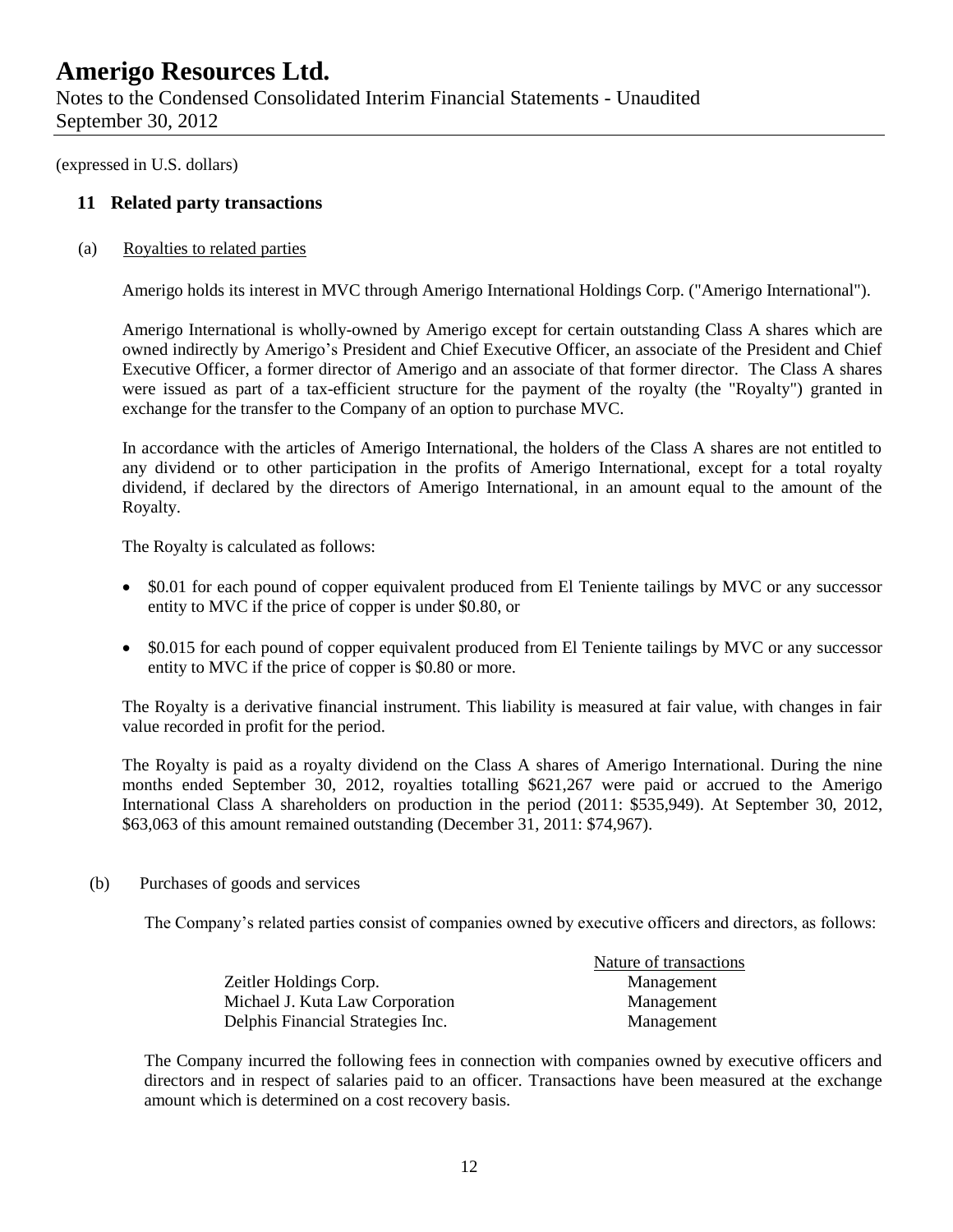(expressed in U.S. dollars)

## 11 Related party transactions

### (a) Royalties to related parties

Amerigo holds its interest in MVC through Amerigo International Holdings Corp. ("Amerigo International").

Amerigo International is wholly-owned by Amerigo except for certain outstanding Class A shares which are owned indirectly by Amerigo's President and Chief Executive Officer, an associate of the President and Chief Executive Officer, a former director of Amerigo and an associate of that former director. The Class A shares were issued as part of a tax-efficient structure for the payment of the royalty (the "Royalty") granted in exchange for the transfer to the Company of an option to purchase MVC.

In accordance with the articles of Amerigo International, the holders of the Class A shares are not entitled to any dividend or to other participation in the profits of Amerigo International, except for a total royalty dividend, if declared by the directors of Amerigo International, in an amount equal to the amount of the Royalty.

The Royalty is calculated as follows:

- $0.01 for each pound of copper equivalent produced from El Teniente tailings by MVC or any successor entity to MVC if the price of copper is under $0.80, or
- $0.015 for each pound of copper equivalent produced from El Teniente tailings by MVC or any successor entity to MVC if the price of copper is $0.80 or more.

The Royalty is a derivative financial instrument. This liability is measured at fair value, with changes in fair value recorded in profit for the period.

The Royalty is paid as a royalty dividend on the Class A shares of Amerigo International. During the nine months ended September 30, 2012, royalties totalling $621,267 were paid or accrued to the Amerigo International Class A shareholders on production in the period (2011: $535,949). At September 30, 2012, $63,063 of this amount remained outstanding (December 31, 2011: $74,967).

### (b) Purchases of goods and services

The Company's related parties consist of companies owned by executive officers and directors, as follows:

| | Nature of transactions |
|---|---|
| Zeitler Holdings Corp. | Management |
| Michael J. Kuta Law Corporation | Management |
| Delphis Financial Strategies Inc. | Management |

The Company incurred the following fees in connection with companies owned by executive officers and directors and in respect of salaries paid to an officer. Transactions have been measured at the exchange amount which is determined on a cost recovery basis.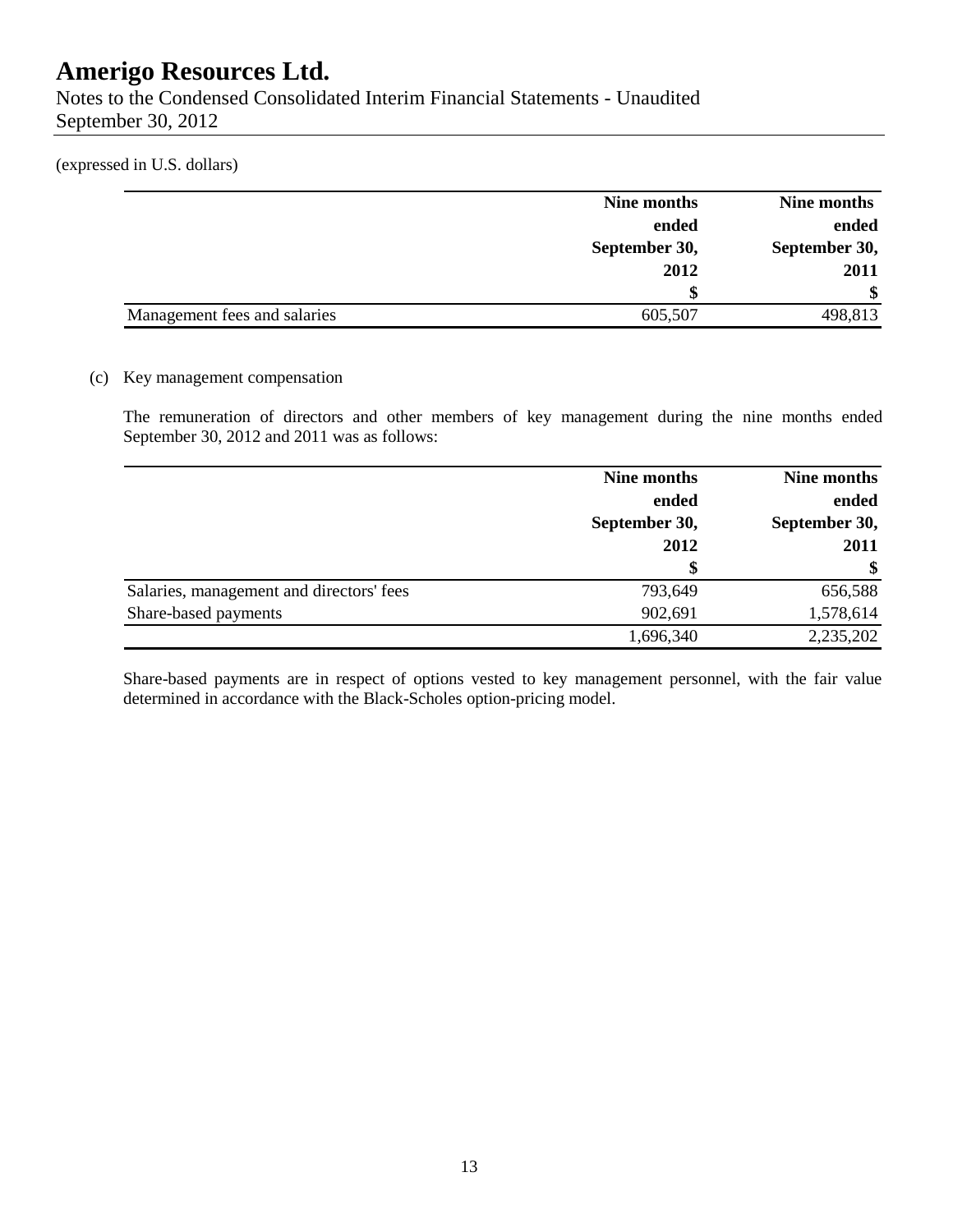(expressed in U.S. dollars)

| | Nine months ended September 30, 2012 | Nine months ended September 30, 2011 |
|---|---|---|
| | $ | $ |
| Management fees and salaries | 605,507 | 498,813 |

(c) Key management compensation

The remuneration of directors and other members of key management during the nine months ended September 30, 2012 and 2011 was as follows:

| | Nine months ended September 30, 2012 | Nine months ended September 30, 2011 |
|---|---|---|
| | $ | $ |
| Salaries, management and directors' fees | 793,649 | 656,588 |
| Share-based payments | 902,691 | 1,578,614 |
| | 1,696,340 | 2,235,202 |

Share-based payments are in respect of options vested to key management personnel, with the fair value determined in accordance with the Black-Scholes option-pricing model.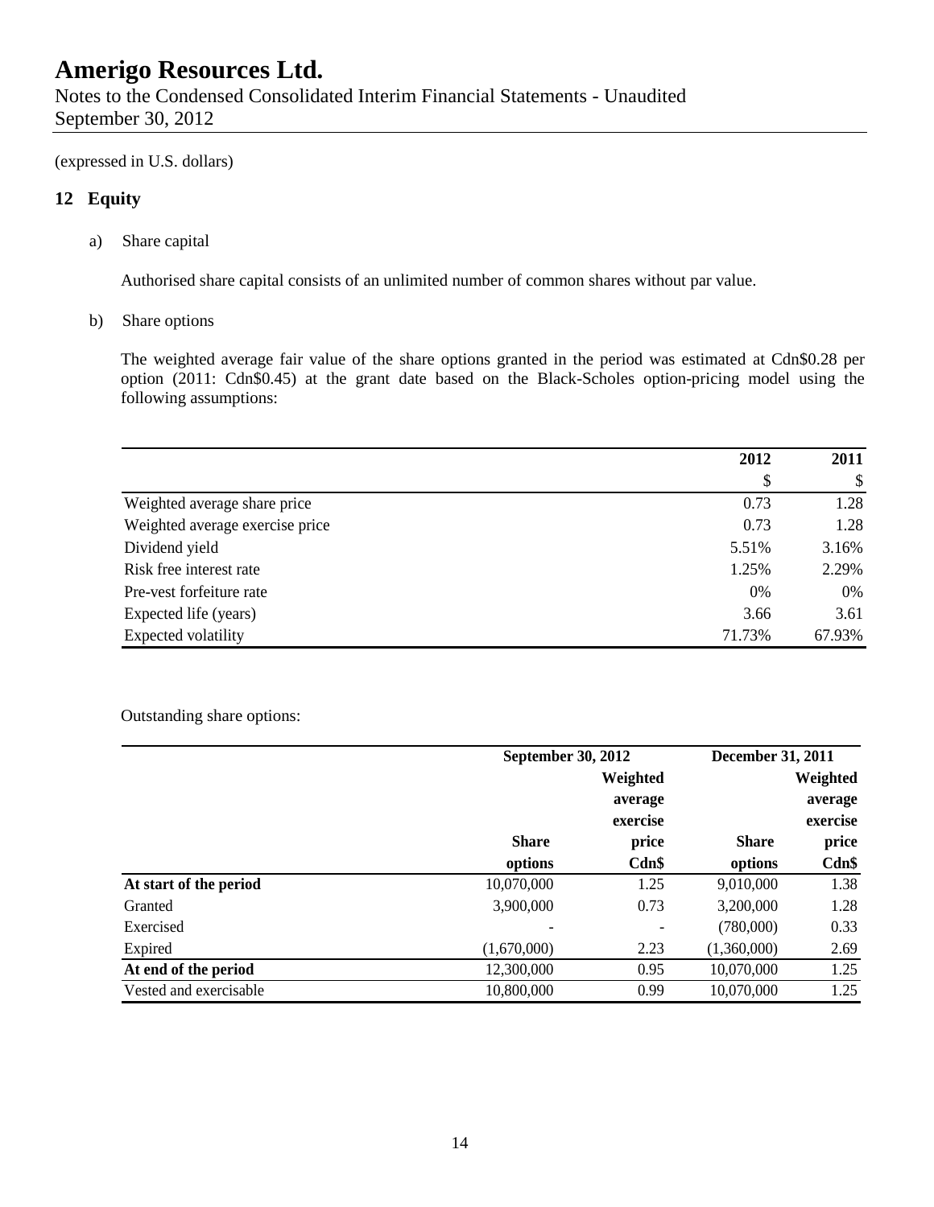# Amerigo Resources Ltd.

Notes to the Condensed Consolidated Interim Financial Statements - Unaudited
September 30, 2012

(expressed in U.S. dollars)

## 12 Equity

a) Share capital

Authorised share capital consists of an unlimited number of common shares without par value.

b) Share options

The weighted average fair value of the share options granted in the period was estimated at Cdn$0.28 per option (2011: Cdn$0.45) at the grant date based on the Black-Scholes option-pricing model using the following assumptions:

| | 2012 | 2011 |
|---|---|---|
| | $ | $ |
| Weighted average share price | 0.73 | 1.28 |
| Weighted average exercise price | 0.73 | 1.28 |
| Dividend yield | 5.51% | 3.16% |
| Risk free interest rate | 1.25% | 2.29% |
| Pre-vest forfeiture rate | 0% | 0% |
| Expected life (years) | 3.66 | 3.61 |
| Expected volatility | 71.73% | 67.93% |

Outstanding share options:

| | September 30, 2012 | | December 31, 2011 | |
|---|---|---|---|---|
| | Share options | Weighted average exercise price Cdn$ | Share options | Weighted average exercise price Cdn$ |
| **At start of the period** | 10,070,000 | 1.25 | 9,010,000 | 1.38 |
| Granted | 3,900,000 | 0.73 | 3,200,000 | 1.28 |
| Exercised | - | - | (780,000) | 0.33 |
| Expired | (1,670,000) | 2.23 | (1,360,000) | 2.69 |
| **At end of the period** | 12,300,000 | 0.95 | 10,070,000 | 1.25 |
| Vested and exercisable | 10,800,000 | 0.99 | 10,070,000 | 1.25 |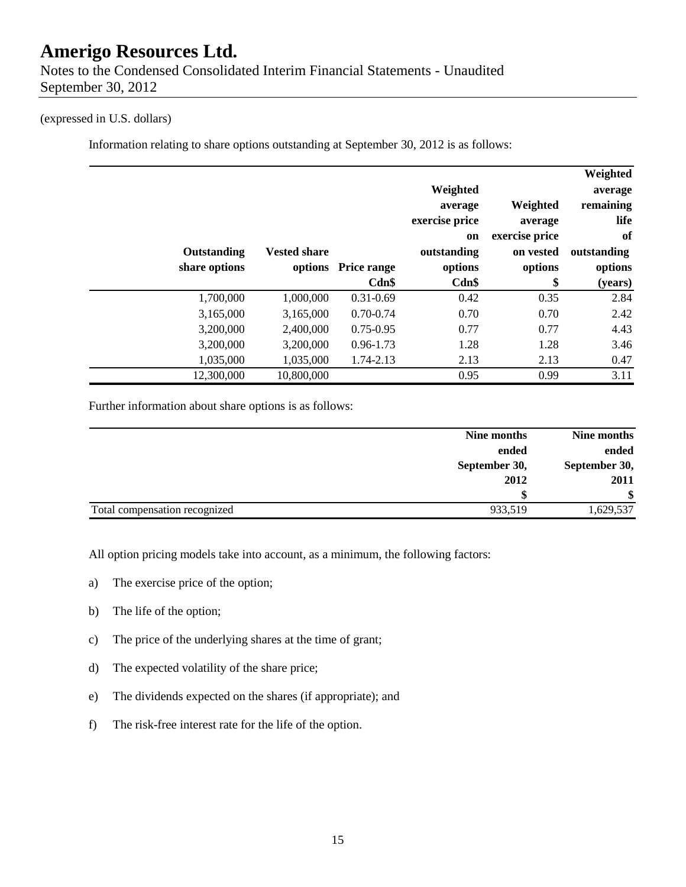(expressed in U.S. dollars)

Information relating to share options outstanding at September 30, 2012 is as follows:

| Outstanding share options | Vested share options | Price range Cdn$ | Weighted average exercise price on outstanding options Cdn$ | Weighted average exercise price on vested options $ | Weighted average remaining life of outstanding options (years) |
|---:|---:|---:|---:|---:|---:|
| 1,700,000 | 1,000,000 | 0.31-0.69 | 0.42 | 0.35 | 2.84 |
| 3,165,000 | 3,165,000 | 0.70-0.74 | 0.70 | 0.70 | 2.42 |
| 3,200,000 | 2,400,000 | 0.75-0.95 | 0.77 | 0.77 | 4.43 |
| 3,200,000 | 3,200,000 | 0.96-1.73 | 1.28 | 1.28 | 3.46 |
| 1,035,000 | 1,035,000 | 1.74-2.13 | 2.13 | 2.13 | 0.47 |
| 12,300,000 | 10,800,000 | | 0.95 | 0.99 | 3.11 |

Further information about share options is as follows:

| | Nine months ended September 30, 2012 $ | Nine months ended September 30, 2011 $ |
|---|---:|---:|
| Total compensation recognized | 933,519 | 1,629,537 |

All option pricing models take into account, as a minimum, the following factors:

a) The exercise price of the option;

b) The life of the option;

c) The price of the underlying shares at the time of grant;

d) The expected volatility of the share price;

e) The dividends expected on the shares (if appropriate); and

f) The risk-free interest rate for the life of the option.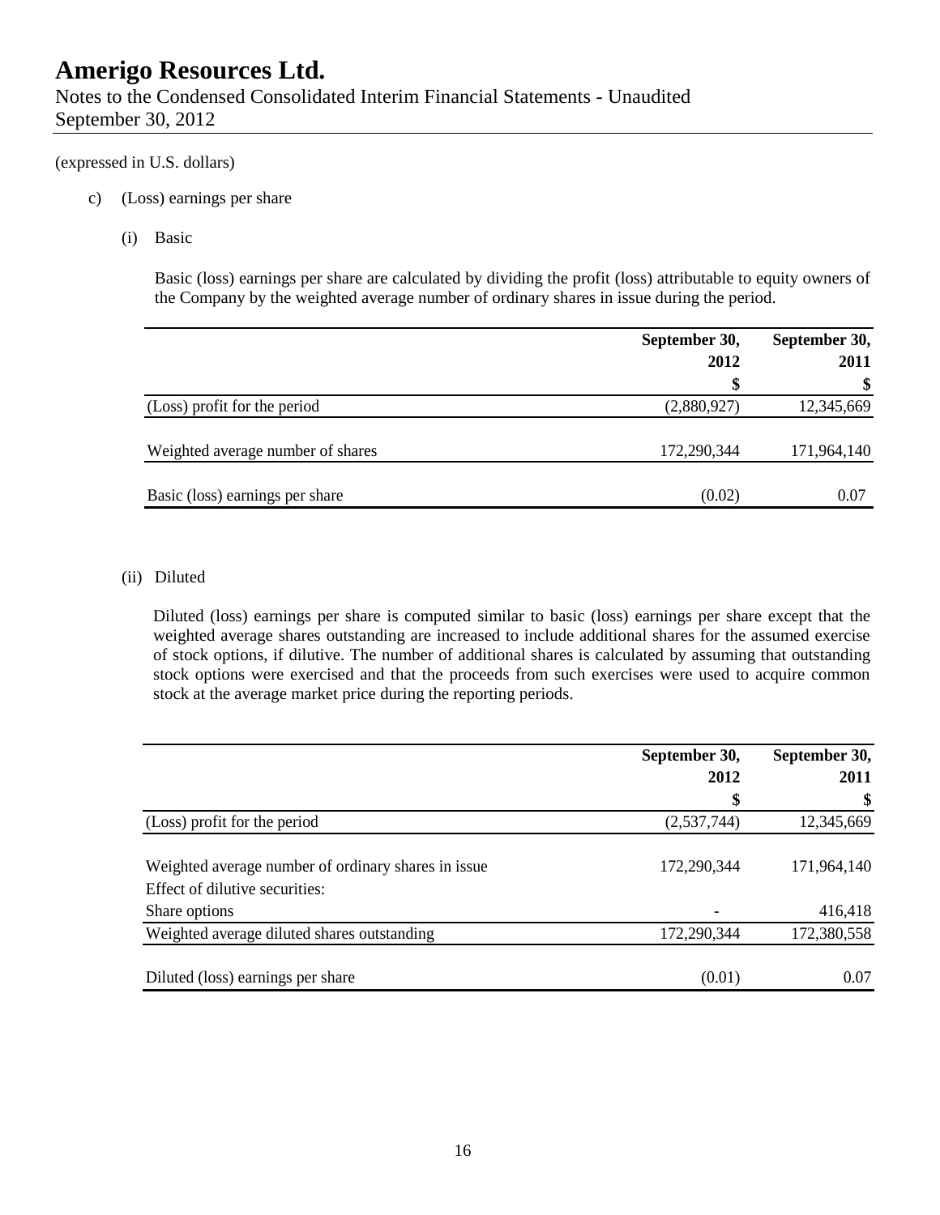(expressed in U.S. dollars)

c) (Loss) earnings per share

(i) Basic

Basic (loss) earnings per share are calculated by dividing the profit (loss) attributable to equity owners of the Company by the weighted average number of ordinary shares in issue during the period.

| | September 30, 2012 | September 30, 2011 |
|---|---|---|
| | $ | $ |
| (Loss) profit for the period | (2,880,927) | 12,345,669 |
| Weighted average number of shares | 172,290,344 | 171,964,140 |
| Basic (loss) earnings per share | (0.02) | 0.07 |

(ii) Diluted

Diluted (loss) earnings per share is computed similar to basic (loss) earnings per share except that the weighted average shares outstanding are increased to include additional shares for the assumed exercise of stock options, if dilutive. The number of additional shares is calculated by assuming that outstanding stock options were exercised and that the proceeds from such exercises were used to acquire common stock at the average market price during the reporting periods.

| | September 30, 2012 | September 30, 2011 |
|---|---|---|
| | $ | $ |
| (Loss) profit for the period | (2,537,744) | 12,345,669 |
| Weighted average number of ordinary shares in issue | 172,290,344 | 171,964,140 |
| Effect of dilutive securities: | | |
| Share options | - | 416,418 |
| Weighted average diluted shares outstanding | 172,290,344 | 172,380,558 |
| Diluted (loss) earnings per share | (0.01) | 0.07 |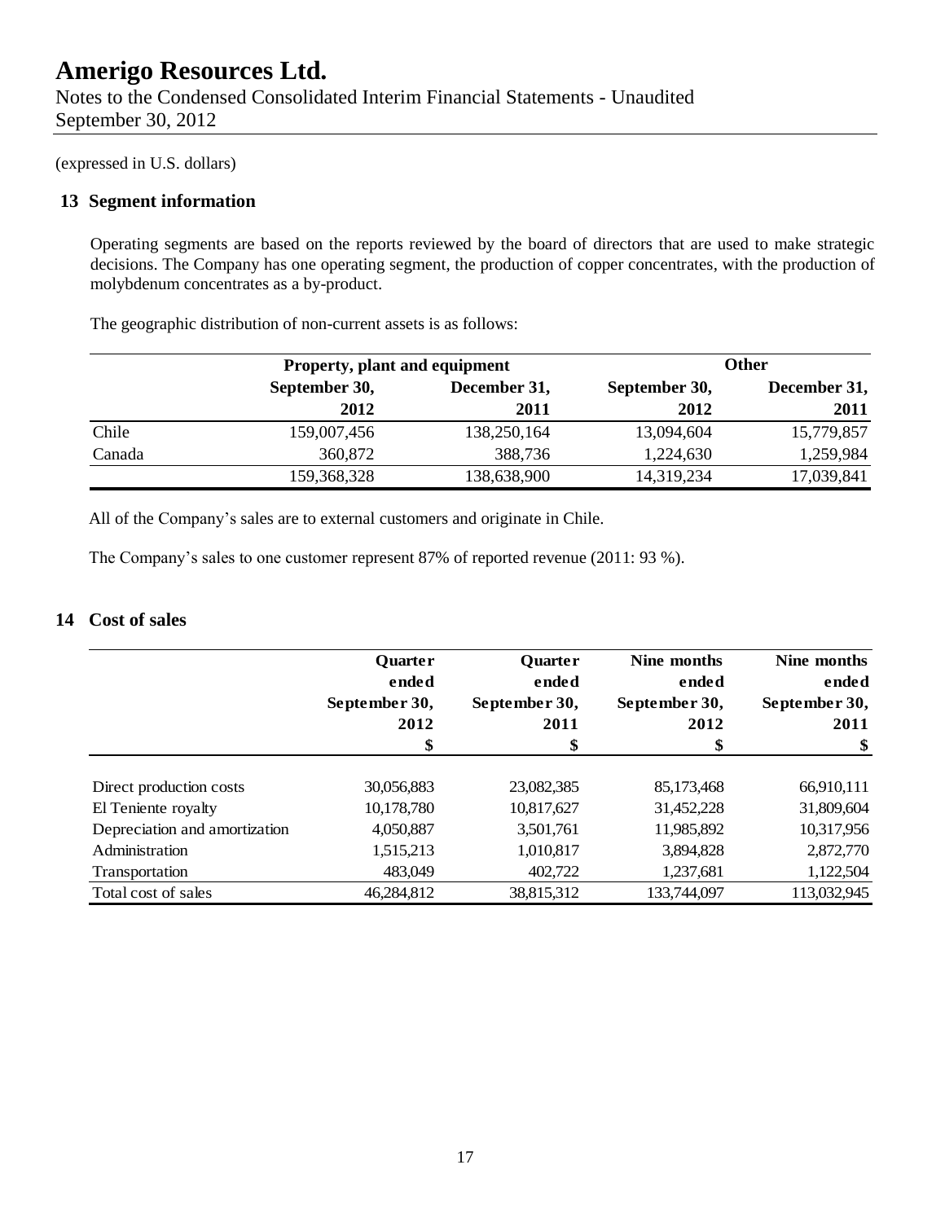# Amerigo Resources Ltd.

Notes to the Condensed Consolidated Interim Financial Statements - Unaudited
September 30, 2012

(expressed in U.S. dollars)

## 13 Segment information

Operating segments are based on the reports reviewed by the board of directors that are used to make strategic decisions. The Company has one operating segment, the production of copper concentrates, with the production of molybdenum concentrates as a by-product.

The geographic distribution of non-current assets is as follows:

| | Property, plant and equipment | | Other | |
|---|---|---|---|---|
| | September 30, 2012 | December 31, 2011 | September 30, 2012 | December 31, 2011 |
| Chile | 159,007,456 | 138,250,164 | 13,094,604 | 15,779,857 |
| Canada | 360,872 | 388,736 | 1,224,630 | 1,259,984 |
| | 159,368,328 | 138,638,900 | 14,319,234 | 17,039,841 |

All of the Company's sales are to external customers and originate in Chile.

The Company's sales to one customer represent 87% of reported revenue (2011: 93 %).

## 14 Cost of sales

| | Quarter ended September 30, 2012 | Quarter ended September 30, 2011 | Nine months ended September 30, 2012 | Nine months ended September 30, 2011 |
|---|---|---|---|---|
| | $ | $ | $ | $ |
| Direct production costs | 30,056,883 | 23,082,385 | 85,173,468 | 66,910,111 |
| El Teniente royalty | 10,178,780 | 10,817,627 | 31,452,228 | 31,809,604 |
| Depreciation and amortization | 4,050,887 | 3,501,761 | 11,985,892 | 10,317,956 |
| Administration | 1,515,213 | 1,010,817 | 3,894,828 | 2,872,770 |
| Transportation | 483,049 | 402,722 | 1,237,681 | 1,122,504 |
| Total cost of sales | 46,284,812 | 38,815,312 | 133,744,097 | 113,032,945 |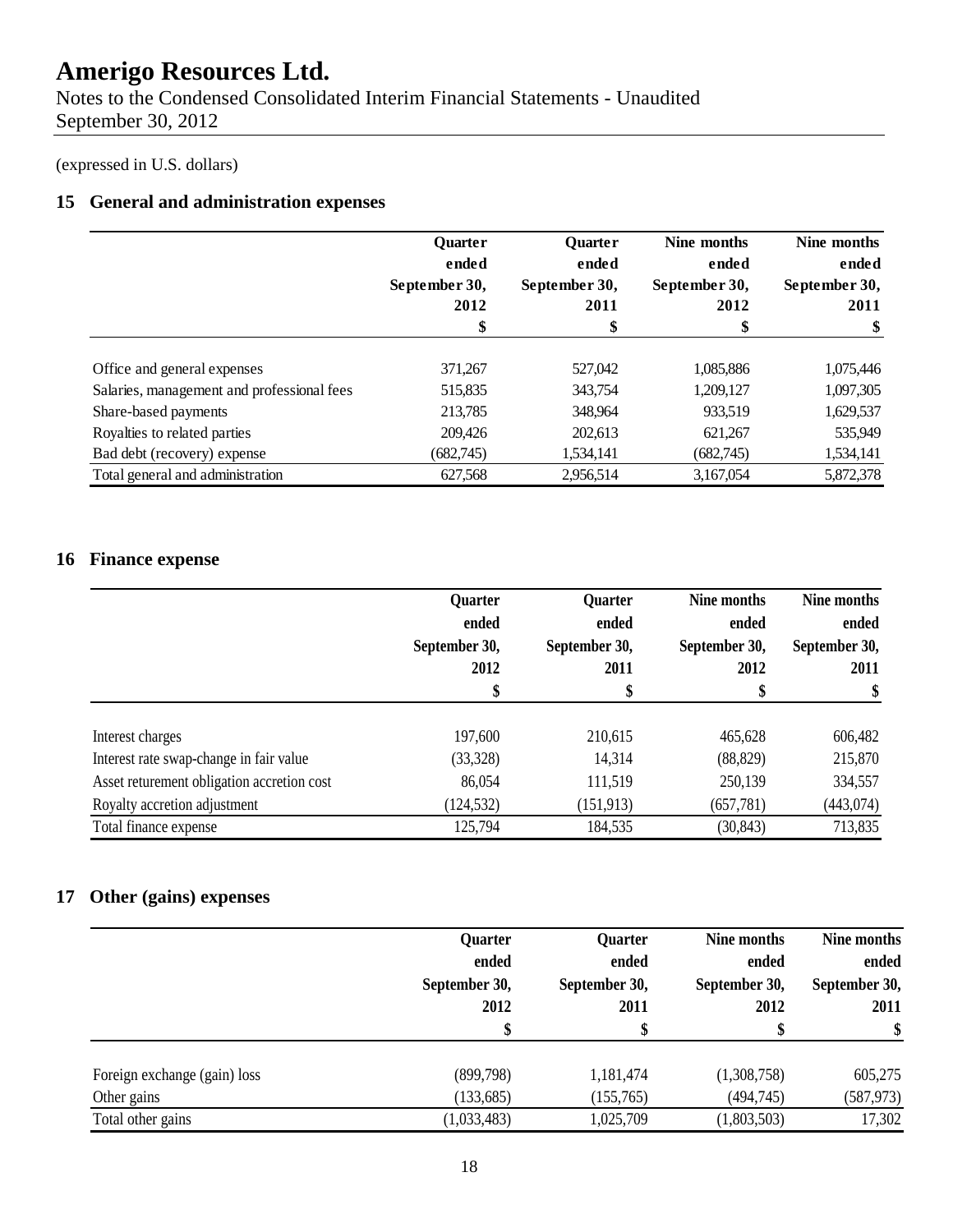# Amerigo Resources Ltd.

Notes to the Condensed Consolidated Interim Financial Statements - Unaudited
September 30, 2012

(expressed in U.S. dollars)

## 15 General and administration expenses

| | Quarter ended September 30, 2012 | Quarter ended September 30, 2011 | Nine months ended September 30, 2012 | Nine months ended September 30, 2011 |
|---|---|---|---|---|
| | $ | $ | $ | $ |
| Office and general expenses | 371,267 | 527,042 | 1,085,886 | 1,075,446 |
| Salaries, management and professional fees | 515,835 | 343,754 | 1,209,127 | 1,097,305 |
| Share-based payments | 213,785 | 348,964 | 933,519 | 1,629,537 |
| Royalties to related parties | 209,426 | 202,613 | 621,267 | 535,949 |
| Bad debt (recovery) expense | (682,745) | 1,534,141 | (682,745) | 1,534,141 |
| Total general and administration | 627,568 | 2,956,514 | 3,167,054 | 5,872,378 |

## 16 Finance expense

| | Quarter ended September 30, 2012 | Quarter ended September 30, 2011 | Nine months ended September 30, 2012 | Nine months ended September 30, 2011 |
|---|---|---|---|---|
| | $ | $ | $ | $ |
| Interest charges | 197,600 | 210,615 | 465,628 | 606,482 |
| Interest rate swap-change in fair value | (33,328) | 14,314 | (88,829) | 215,870 |
| Asset returement obligation accretion cost | 86,054 | 111,519 | 250,139 | 334,557 |
| Royalty accretion adjustment | (124,532) | (151,913) | (657,781) | (443,074) |
| Total finance expense | 125,794 | 184,535 | (30,843) | 713,835 |

## 17 Other (gains) expenses

| | Quarter ended September 30, 2012 | Quarter ended September 30, 2011 | Nine months ended September 30, 2012 | Nine months ended September 30, 2011 |
|---|---|---|---|---|
| | $ | $ | $ | $ |
| Foreign exchange (gain) loss | (899,798) | 1,181,474 | (1,308,758) | 605,275 |
| Other gains | (133,685) | (155,765) | (494,745) | (587,973) |
| Total other gains | (1,033,483) | 1,025,709 | (1,803,503) | 17,302 |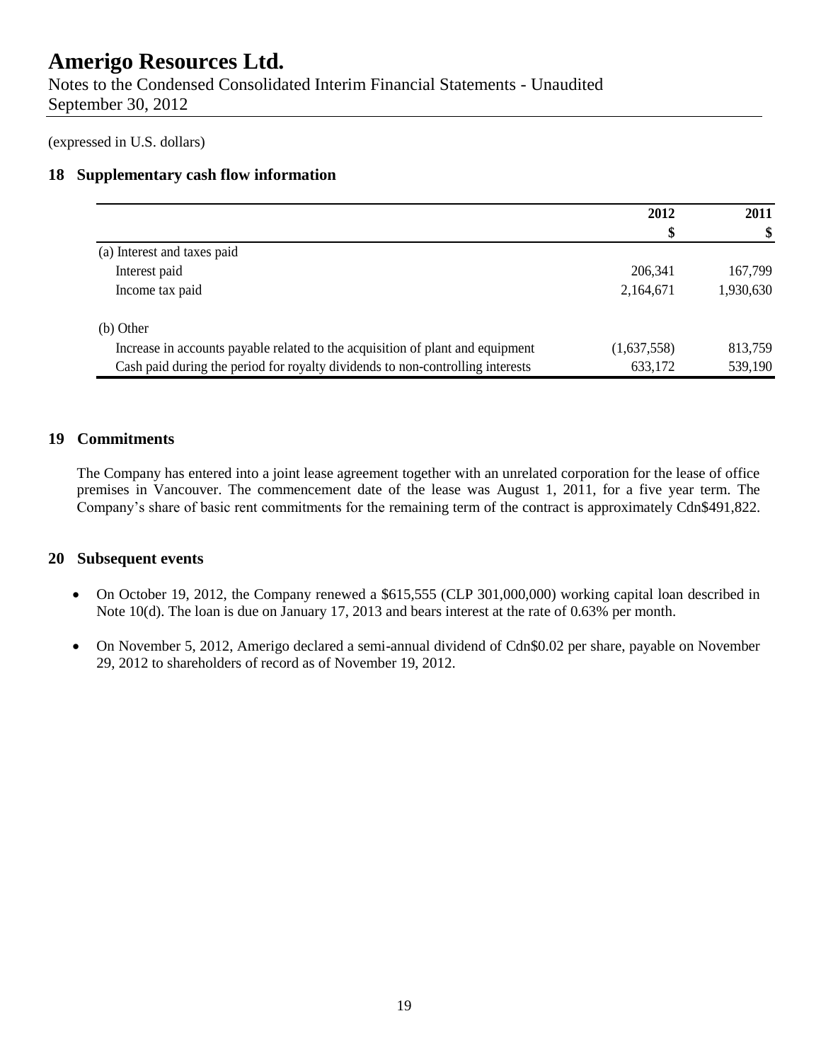# Amerigo Resources Ltd.

Notes to the Condensed Consolidated Interim Financial Statements - Unaudited
September 30, 2012

(expressed in U.S. dollars)

## 18 Supplementary cash flow information

| | 2012 | 2011 |
|---|---|---|
| | $ | $ |
| (a) Interest and taxes paid | | |
| Interest paid | 206,341 | 167,799 |
| Income tax paid | 2,164,671 | 1,930,630 |
| | | |
| (b) Other | | |
| Increase in accounts payable related to the acquisition of plant and equipment | (1,637,558) | 813,759 |
| Cash paid during the period for royalty dividends to non-controlling interests | 633,172 | 539,190 |

## 19 Commitments

The Company has entered into a joint lease agreement together with an unrelated corporation for the lease of office premises in Vancouver. The commencement date of the lease was August 1, 2011, for a five year term. The Company's share of basic rent commitments for the remaining term of the contract is approximately Cdn$491,822.

## 20 Subsequent events

- On October 19, 2012, the Company renewed a $615,555 (CLP 301,000,000) working capital loan described in Note 10(d). The loan is due on January 17, 2013 and bears interest at the rate of 0.63% per month.
- On November 5, 2012, Amerigo declared a semi-annual dividend of Cdn$0.02 per share, payable on November 29, 2012 to shareholders of record as of November 19, 2012.